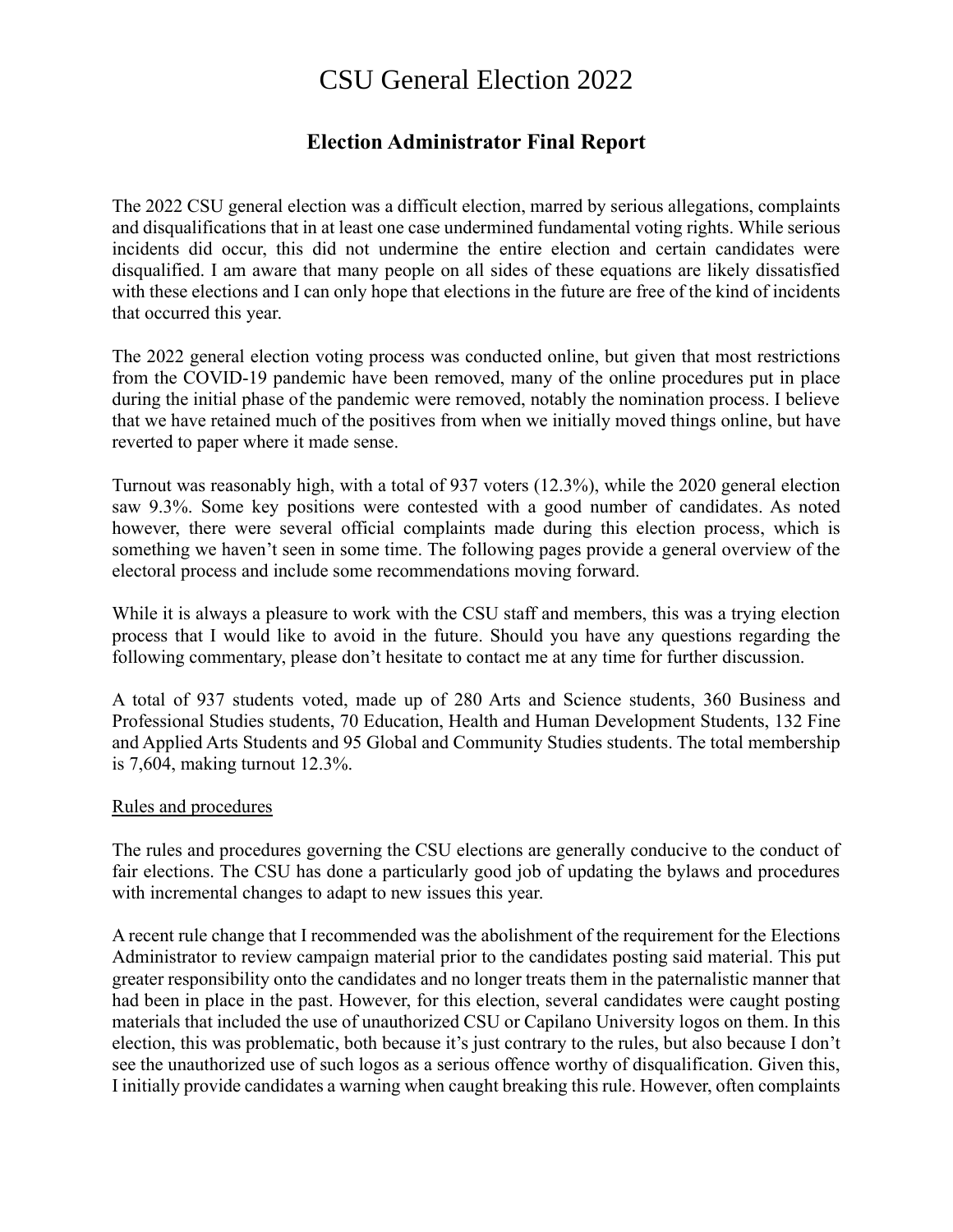# CSU General Election 2022

## Election Administrator Final Report

The 2022 CSU general election was a difficult election, marred by serious allegations, complaints and disqualifications that in at least one case undermined fundamental voting rights. While serious incidents did occur, this did not undermine the entire election and certain candidates were disqualified. I am aware that many people on all sides of these equations are likely dissatisfied with these elections and I can only hope that elections in the future are free of the kind of incidents that occurred this year.

The 2022 general election voting process was conducted online, but given that most restrictions from the COVID-19 pandemic have been removed, many of the online procedures put in place during the initial phase of the pandemic were removed, notably the nomination process. I believe that we have retained much of the positives from when we initially moved things online, but have reverted to paper where it made sense.

Turnout was reasonably high, with a total of 937 voters (12.3%), while the 2020 general election saw 9.3%. Some key positions were contested with a good number of candidates. As noted however, there were several official complaints made during this election process, which is something we haven't seen in some time. The following pages provide a general overview of the electoral process and include some recommendations moving forward.

While it is always a pleasure to work with the CSU staff and members, this was a trying election process that I would like to avoid in the future. Should you have any questions regarding the following commentary, please don't hesitate to contact me at any time for further discussion.

A total of 937 students voted, made up of 280 Arts and Science students, 360 Business and Professional Studies students, 70 Education, Health and Human Development Students, 132 Fine and Applied Arts Students and 95 Global and Community Studies students. The total membership is 7,604, making turnout 12.3%.

<u>Rules and procedures</u>

The rules and procedures governing the CSU elections are generally conducive to the conduct of fair elections. The CSU has done a particularly good job of updating the bylaws and procedures with incremental changes to adapt to new issues this year.

A recent rule change that I recommended was the abolishment of the requirement for the Elections Administrator to review campaign material prior to the candidates posting said material. This put greater responsibility onto the candidates and no longer treats them in the paternalistic manner that had been in place in the past. However, for this election, several candidates were caught posting materials that included the use of unauthorized CSU or Capilano University logos on them. In this election, this was problematic, both because it's just contrary to the rules, but also because I don't see the unauthorized use of such logos as a serious offence worthy of disqualification. Given this, I initially provide candidates a warning when caught breaking this rule. However, often complaints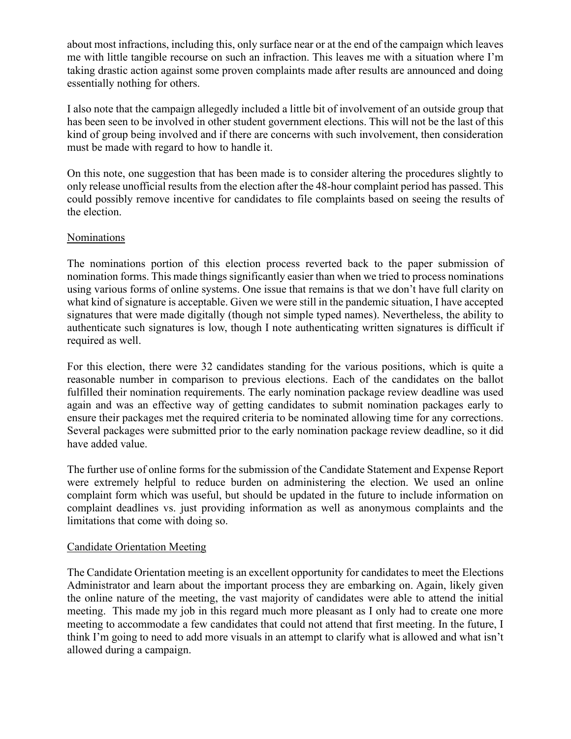about most infractions, including this, only surface near or at the end of the campaign which leaves me with little tangible recourse on such an infraction. This leaves me with a situation where I'm taking drastic action against some proven complaints made after results are announced and doing essentially nothing for others.

I also note that the campaign allegedly included a little bit of involvement of an outside group that has been seen to be involved in other student government elections. This will not be the last of this kind of group being involved and if there are concerns with such involvement, then consideration must be made with regard to how to handle it.

On this note, one suggestion that has been made is to consider altering the procedures slightly to only release unofficial results from the election after the 48-hour complaint period has passed. This could possibly remove incentive for candidates to file complaints based on seeing the results of the election.

## Nominations

The nominations portion of this election process reverted back to the paper submission of nomination forms. This made things significantly easier than when we tried to process nominations using various forms of online systems. One issue that remains is that we don't have full clarity on what kind of signature is acceptable. Given we were still in the pandemic situation, I have accepted signatures that were made digitally (though not simple typed names). Nevertheless, the ability to authenticate such signatures is low, though I note authenticating written signatures is difficult if required as well.

For this election, there were 32 candidates standing for the various positions, which is quite a reasonable number in comparison to previous elections. Each of the candidates on the ballot fulfilled their nomination requirements. The early nomination package review deadline was used again and was an effective way of getting candidates to submit nomination packages early to ensure their packages met the required criteria to be nominated allowing time for any corrections. Several packages were submitted prior to the early nomination package review deadline, so it did have added value.

The further use of online forms for the submission of the Candidate Statement and Expense Report were extremely helpful to reduce burden on administering the election. We used an online complaint form which was useful, but should be updated in the future to include information on complaint deadlines vs. just providing information as well as anonymous complaints and the limitations that come with doing so.

## Candidate Orientation Meeting

The Candidate Orientation meeting is an excellent opportunity for candidates to meet the Elections Administrator and learn about the important process they are embarking on. Again, likely given the online nature of the meeting, the vast majority of candidates were able to attend the initial meeting. This made my job in this regard much more pleasant as I only had to create one more meeting to accommodate a few candidates that could not attend that first meeting. In the future, I think I'm going to need to add more visuals in an attempt to clarify what is allowed and what isn't allowed during a campaign.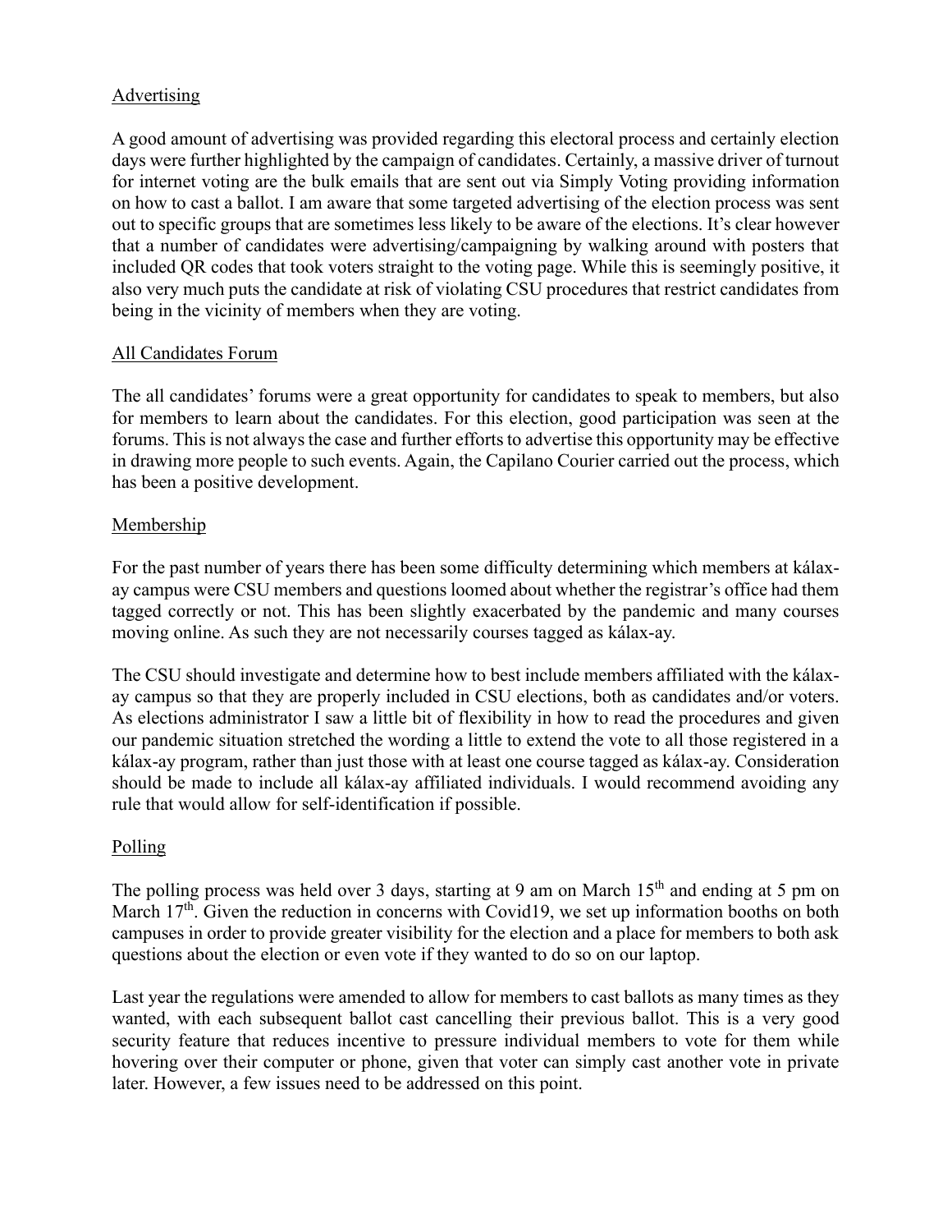## Advertising

A good amount of advertising was provided regarding this electoral process and certainly election days were further highlighted by the campaign of candidates. Certainly, a massive driver of turnout for internet voting are the bulk emails that are sent out via Simply Voting providing information on how to cast a ballot. I am aware that some targeted advertising of the election process was sent out to specific groups that are sometimes less likely to be aware of the elections. It's clear however that a number of candidates were advertising/campaigning by walking around with posters that included QR codes that took voters straight to the voting page. While this is seemingly positive, it also very much puts the candidate at risk of violating CSU procedures that restrict candidates from being in the vicinity of members when they are voting.

## All Candidates Forum

The all candidates' forums were a great opportunity for candidates to speak to members, but also for members to learn about the candidates. For this election, good participation was seen at the forums. This is not always the case and further efforts to advertise this opportunity may be effective in drawing more people to such events. Again, the Capilano Courier carried out the process, which has been a positive development.

## Membership

For the past number of years there has been some difficulty determining which members at kálax-ay campus were CSU members and questions loomed about whether the registrar's office had them tagged correctly or not. This has been slightly exacerbated by the pandemic and many courses moving online. As such they are not necessarily courses tagged as kálax-ay.

The CSU should investigate and determine how to best include members affiliated with the kálax-ay campus so that they are properly included in CSU elections, both as candidates and/or voters. As elections administrator I saw a little bit of flexibility in how to read the procedures and given our pandemic situation stretched the wording a little to extend the vote to all those registered in a kálax-ay program, rather than just those with at least one course tagged as kálax-ay. Consideration should be made to include all kálax-ay affiliated individuals. I would recommend avoiding any rule that would allow for self-identification if possible.

## Polling

The polling process was held over 3 days, starting at 9 am on March 15th and ending at 5 pm on March 17th. Given the reduction in concerns with Covid19, we set up information booths on both campuses in order to provide greater visibility for the election and a place for members to both ask questions about the election or even vote if they wanted to do so on our laptop.

Last year the regulations were amended to allow for members to cast ballots as many times as they wanted, with each subsequent ballot cast cancelling their previous ballot. This is a very good security feature that reduces incentive to pressure individual members to vote for them while hovering over their computer or phone, given that voter can simply cast another vote in private later. However, a few issues need to be addressed on this point.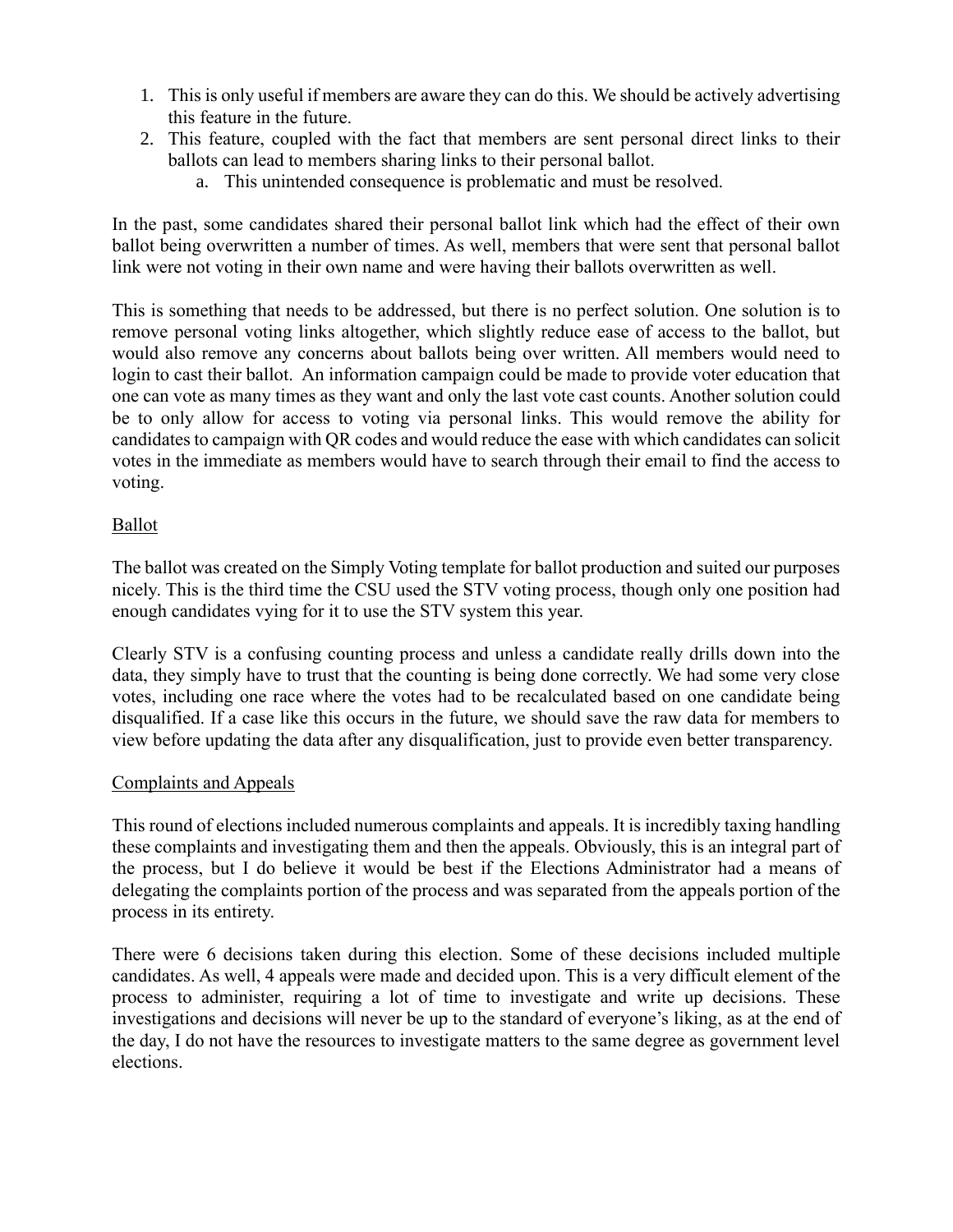1. This is only useful if members are aware they can do this. We should be actively advertising this feature in the future.
2. This feature, coupled with the fact that members are sent personal direct links to their ballots can lead to members sharing links to their personal ballot.
    a. This unintended consequence is problematic and must be resolved.

In the past, some candidates shared their personal ballot link which had the effect of their own ballot being overwritten a number of times. As well, members that were sent that personal ballot link were not voting in their own name and were having their ballots overwritten as well.

This is something that needs to be addressed, but there is no perfect solution. One solution is to remove personal voting links altogether, which slightly reduce ease of access to the ballot, but would also remove any concerns about ballots being over written. All members would need to login to cast their ballot. An information campaign could be made to provide voter education that one can vote as many times as they want and only the last vote cast counts. Another solution could be to only allow for access to voting via personal links. This would remove the ability for candidates to campaign with QR codes and would reduce the ease with which candidates can solicit votes in the immediate as members would have to search through their email to find the access to voting.

<u>Ballot</u>

The ballot was created on the Simply Voting template for ballot production and suited our purposes nicely. This is the third time the CSU used the STV voting process, though only one position had enough candidates vying for it to use the STV system this year.

Clearly STV is a confusing counting process and unless a candidate really drills down into the data, they simply have to trust that the counting is being done correctly. We had some very close votes, including one race where the votes had to be recalculated based on one candidate being disqualified. If a case like this occurs in the future, we should save the raw data for members to view before updating the data after any disqualification, just to provide even better transparency.

<u>Complaints and Appeals</u>

This round of elections included numerous complaints and appeals. It is incredibly taxing handling these complaints and investigating them and then the appeals. Obviously, this is an integral part of the process, but I do believe it would be best if the Elections Administrator had a means of delegating the complaints portion of the process and was separated from the appeals portion of the process in its entirety.

There were 6 decisions taken during this election. Some of these decisions included multiple candidates. As well, 4 appeals were made and decided upon. This is a very difficult element of the process to administer, requiring a lot of time to investigate and write up decisions. These investigations and decisions will never be up to the standard of everyone's liking, as at the end of the day, I do not have the resources to investigate matters to the same degree as government level elections.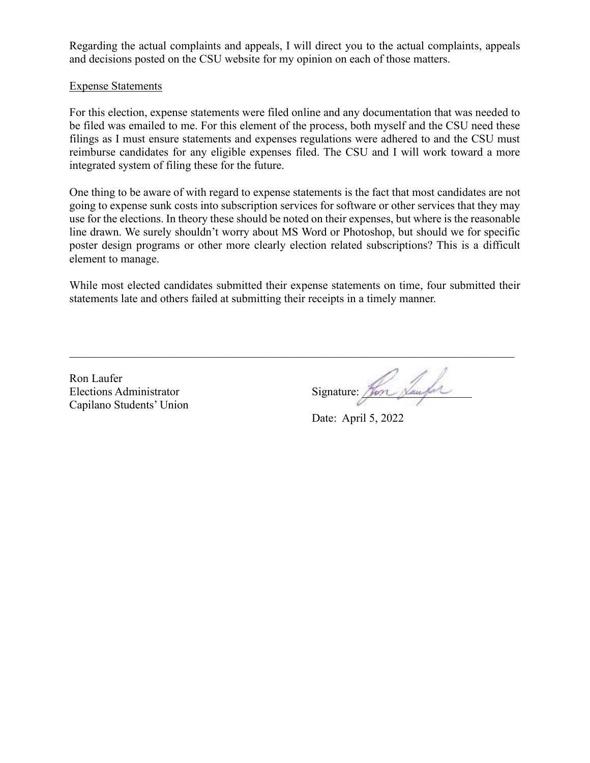Regarding the actual complaints and appeals, I will direct you to the actual complaints, appeals and decisions posted on the CSU website for my opinion on each of those matters.

Expense Statements

For this election, expense statements were filed online and any documentation that was needed to be filed was emailed to me. For this element of the process, both myself and the CSU need these filings as I must ensure statements and expenses regulations were adhered to and the CSU must reimburse candidates for any eligible expenses filed. The CSU and I will work toward a more integrated system of filing these for the future.

One thing to be aware of with regard to expense statements is the fact that most candidates are not going to expense sunk costs into subscription services for software or other services that they may use for the elections. In theory these should be noted on their expenses, but where is the reasonable line drawn. We surely shouldn't worry about MS Word or Photoshop, but should we for specific poster design programs or other more clearly election related subscriptions? This is a difficult element to manage.

While most elected candidates submitted their expense statements on time, four submitted their statements late and others failed at submitting their receipts in a timely manner.

---

Ron Laufer
Elections Administrator
Capilano Students' Union

Signature: Ron Laufer

Date: April 5, 2022